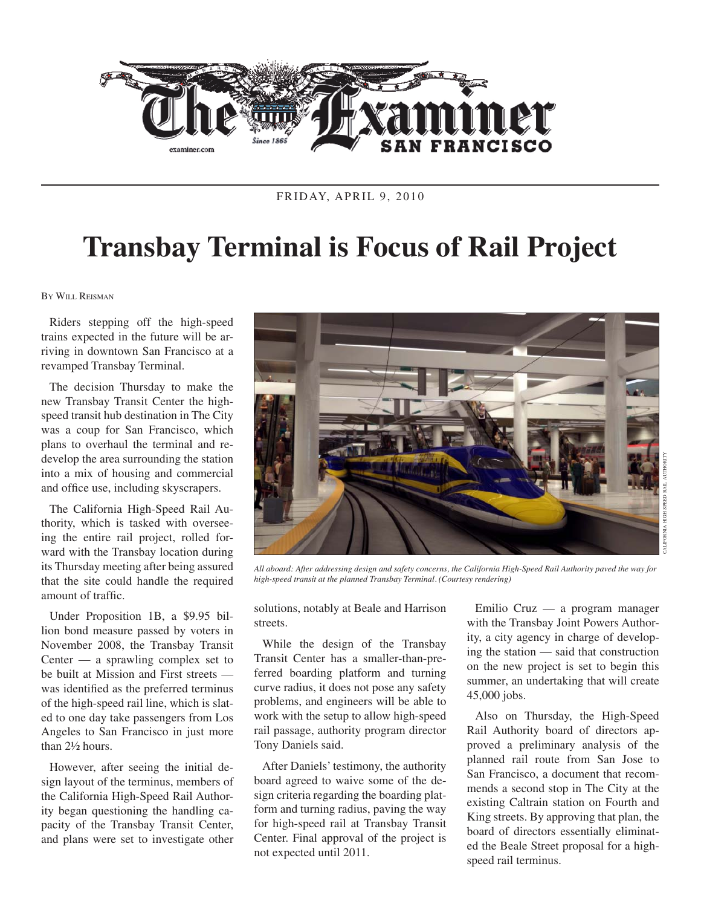# The Examiner

**SAN FRANCISCO**

FRIDAY, APRIL 9, 2010

# Transbay Terminal is Focus of Rail Project

By Will Reisman

Riders stepping off the high-speed trains expected in the future will be arriving in downtown San Francisco at a revamped Transbay Terminal.

The decision Thursday to make the new Transbay Transit Center the high-speed transit hub destination in The City was a coup for San Francisco, which plans to overhaul the terminal and redevelop the area surrounding the station into a mix of housing and commercial and office use, including skyscrapers.

The California High-Speed Rail Authority, which is tasked with overseeing the entire rail project, rolled forward with the Transbay location during its Thursday meeting after being assured that the site could handle the required amount of traffic.

Under Proposition 1B, a $9.95 billion bond measure passed by voters in November 2008, the Transbay Transit Center — a sprawling complex set to be built at Mission and First streets — was identified as the preferred terminus of the high-speed rail line, which is slated to one day take passengers from Los Angeles to San Francisco in just more than 2½ hours.

However, after seeing the initial design layout of the terminus, members of the California High-Speed Rail Authority began questioning the handling capacity of the Transbay Transit Center, and plans were set to investigate other solutions, notably at Beale and Harrison streets.

*All aboard: After addressing design and safety concerns, the California High-Speed Rail Authority paved the way for high-speed transit at the planned Transbay Terminal. (Courtesy rendering)*

While the design of the Transbay Transit Center has a smaller-than-preferred boarding platform and turning curve radius, it does not pose any safety problems, and engineers will be able to work with the setup to allow high-speed rail passage, authority program director Tony Daniels said.

After Daniels' testimony, the authority board agreed to waive some of the design criteria regarding the boarding platform and turning radius, paving the way for high-speed rail at Transbay Transit Center. Final approval of the project is not expected until 2011.

Emilio Cruz — a program manager with the Transbay Joint Powers Authority, a city agency in charge of developing the station — said that construction on the new project is set to begin this summer, an undertaking that will create 45,000 jobs.

Also on Thursday, the High-Speed Rail Authority board of directors approved a preliminary analysis of the planned rail route from San Jose to San Francisco, a document that recommends a second stop in The City at the existing Caltrain station on Fourth and King streets. By approving that plan, the board of directors essentially eliminated the Beale Street proposal for a high-speed rail terminus.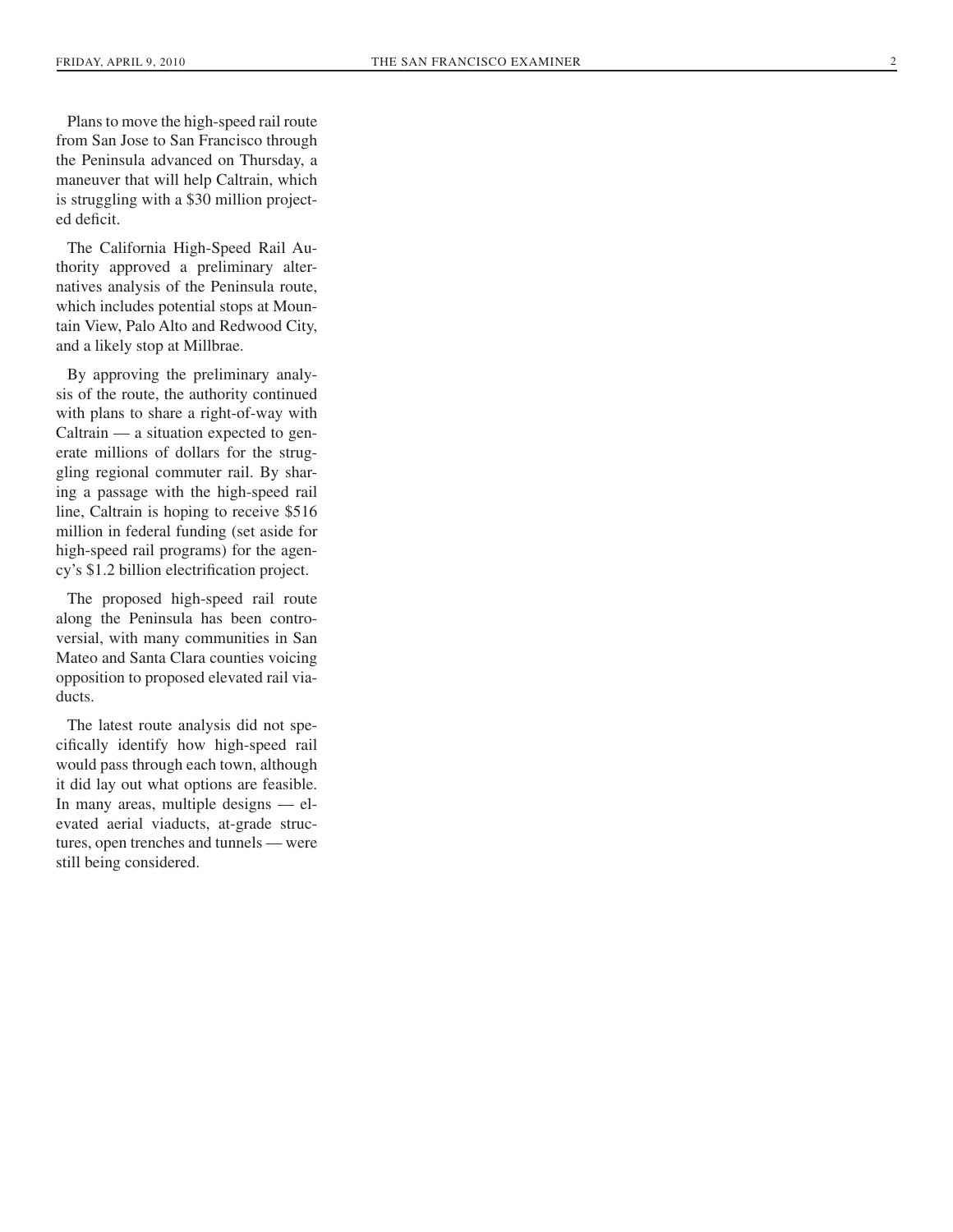Plans to move the high-speed rail route from San Jose to San Francisco through the Peninsula advanced on Thursday, a maneuver that will help Caltrain, which is struggling with a $30 million projected deficit.

The California High-Speed Rail Authority approved a preliminary alternatives analysis of the Peninsula route, which includes potential stops at Mountain View, Palo Alto and Redwood City, and a likely stop at Millbrae.

By approving the preliminary analysis of the route, the authority continued with plans to share a right-of-way with Caltrain — a situation expected to generate millions of dollars for the struggling regional commuter rail. By sharing a passage with the high-speed rail line, Caltrain is hoping to receive $516 million in federal funding (set aside for high-speed rail programs) for the agency's $1.2 billion electrification project.

The proposed high-speed rail route along the Peninsula has been controversial, with many communities in San Mateo and Santa Clara counties voicing opposition to proposed elevated rail viaducts.

The latest route analysis did not specifically identify how high-speed rail would pass through each town, although it did lay out what options are feasible. In many areas, multiple designs — elevated aerial viaducts, at-grade structures, open trenches and tunnels — were still being considered.